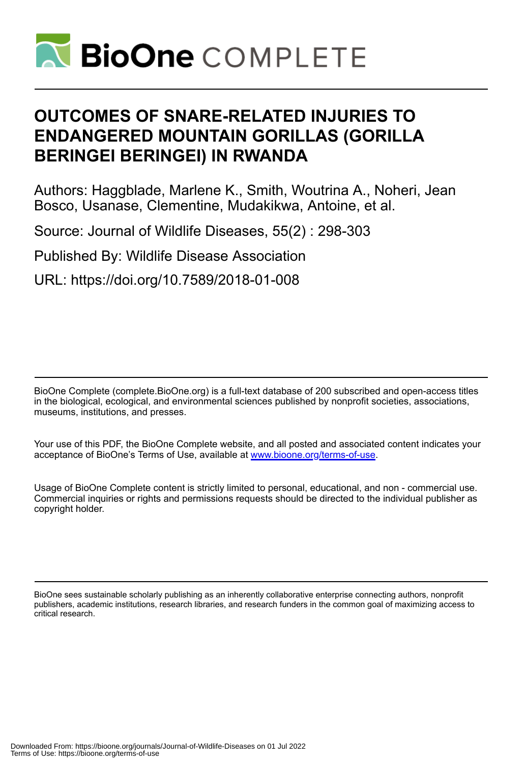# BioOne COMPLETE

# OUTCOMES OF SNARE-RELATED INJURIES TO ENDANGERED MOUNTAIN GORILLAS (GORILLA BERINGEI BERINGEI) IN RWANDA

Authors: Haggblade, Marlene K., Smith, Woutrina A., Noheri, Jean Bosco, Usanase, Clementine, Mudakikwa, Antoine, et al.

Source: Journal of Wildlife Diseases, 55(2) : 298-303

Published By: Wildlife Disease Association

URL: https://doi.org/10.7589/2018-01-008

---

BioOne Complete (complete.BioOne.org) is a full-text database of 200 subscribed and open-access titles in the biological, ecological, and environmental sciences published by nonprofit societies, associations, museums, institutions, and presses.

Your use of this PDF, the BioOne Complete website, and all posted and associated content indicates your acceptance of BioOne's Terms of Use, available at www.bioone.org/terms-of-use.

Usage of BioOne Complete content is strictly limited to personal, educational, and non - commercial use. Commercial inquiries or rights and permissions requests should be directed to the individual publisher as copyright holder.

---

BioOne sees sustainable scholarly publishing as an inherently collaborative enterprise connecting authors, nonprofit publishers, academic institutions, research libraries, and research funders in the common goal of maximizing access to critical research.

Downloaded From: https://bioone.org/journals/Journal-of-Wildlife-Diseases on 01 Jul 2022
Terms of Use: https://bioone.org/terms-of-use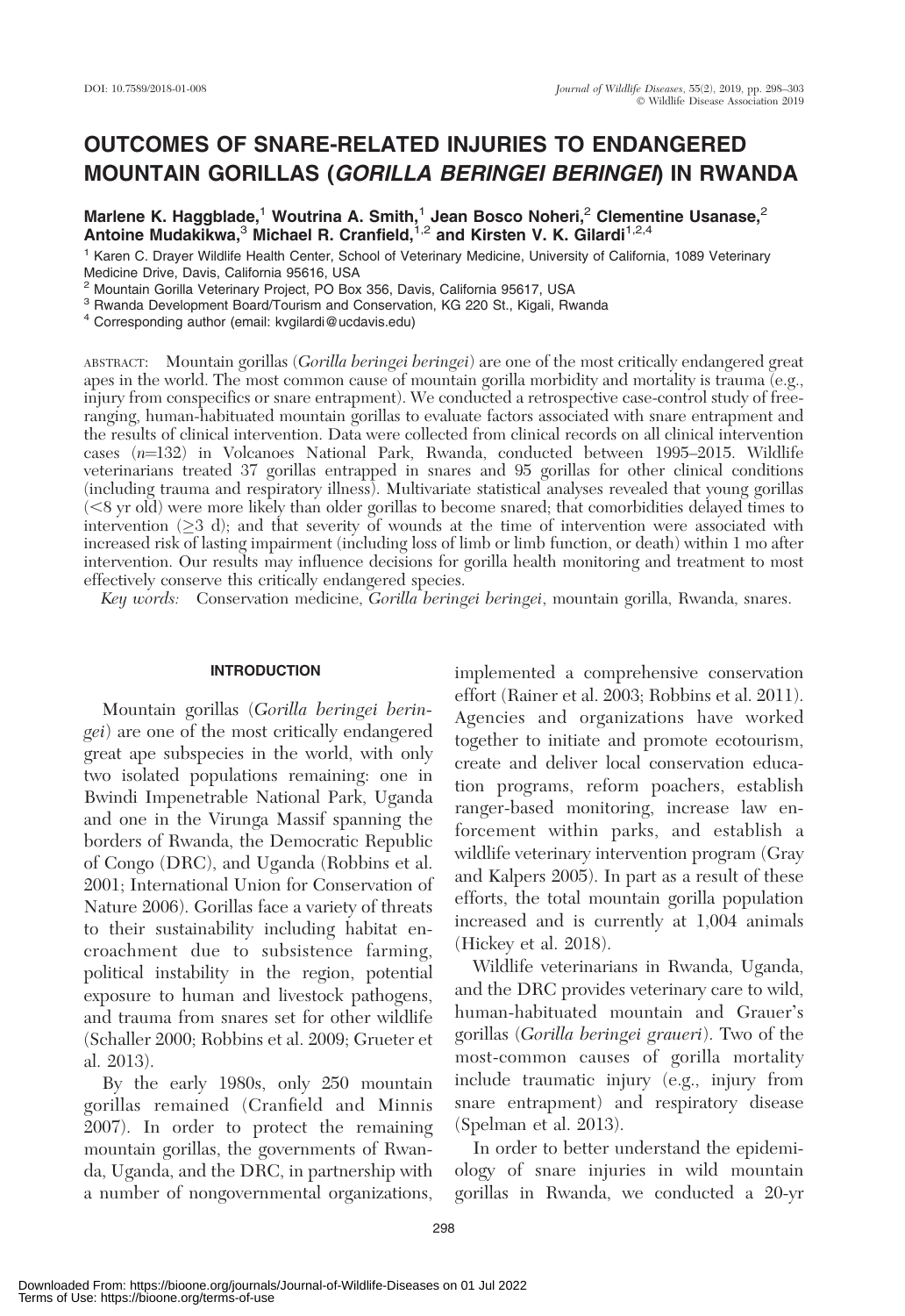# OUTCOMES OF SNARE-RELATED INJURIES TO ENDANGERED MOUNTAIN GORILLAS (*GORILLA BERINGEI BERINGEI*) IN RWANDA

**Marlene K. Haggblade,[1] Woutrina A. Smith,[1] Jean Bosco Noheri,[2] Clementine Usanase,[2] Antoine Mudakikwa,[3] Michael R. Cranfield,[1,2] and Kirsten V. K. Gilardi[1,2,4]**

[1] Karen C. Drayer Wildlife Health Center, School of Veterinary Medicine, University of California, 1089 Veterinary Medicine Drive, Davis, California 95616, USA
[2] Mountain Gorilla Veterinary Project, PO Box 356, Davis, California 95617, USA
[3] Rwanda Development Board/Tourism and Conservation, KG 220 St., Kigali, Rwanda
[4] Corresponding author (email: kvgilardi@ucdavis.edu)

ABSTRACT: Mountain gorillas (*Gorilla beringei beringei*) are one of the most critically endangered great apes in the world. The most common cause of mountain gorilla morbidity and mortality is trauma (e.g., injury from conspecifics or snare entrapment). We conducted a retrospective case-control study of free-ranging, human-habituated mountain gorillas to evaluate factors associated with snare entrapment and the results of clinical intervention. Data were collected from clinical records on all clinical intervention cases ($n$=132) in Volcanoes National Park, Rwanda, conducted between 1995–2015. Wildlife veterinarians treated 37 gorillas entrapped in snares and 95 gorillas for other clinical conditions (including trauma and respiratory illness). Multivariate statistical analyses revealed that young gorillas (<8 yr old) were more likely than older gorillas to become snared; that comorbidities delayed times to intervention (≥3 d); and that severity of wounds at the time of intervention were associated with increased risk of lasting impairment (including loss of limb or limb function, or death) within 1 mo after intervention. Our results may influence decisions for gorilla health monitoring and treatment to most effectively conserve this critically endangered species.

*Key words:* Conservation medicine, *Gorilla beringei beringei*, mountain gorilla, Rwanda, snares.

## INTRODUCTION

Mountain gorillas (*Gorilla beringei beringei*) are one of the most critically endangered great ape subspecies in the world, with only two isolated populations remaining: one in Bwindi Impenetrable National Park, Uganda and one in the Virunga Massif spanning the borders of Rwanda, the Democratic Republic of Congo (DRC), and Uganda (Robbins et al. 2001; International Union for Conservation of Nature 2006). Gorillas face a variety of threats to their sustainability including habitat encroachment due to subsistence farming, political instability in the region, potential exposure to human and livestock pathogens, and trauma from snares set for other wildlife (Schaller 2000; Robbins et al. 2009; Grueter et al. 2013).

By the early 1980s, only 250 mountain gorillas remained (Cranfield and Minnis 2007). In order to protect the remaining mountain gorillas, the governments of Rwanda, Uganda, and the DRC, in partnership with a number of nongovernmental organizations, implemented a comprehensive conservation effort (Rainer et al. 2003; Robbins et al. 2011). Agencies and organizations have worked together to initiate and promote ecotourism, create and deliver local conservation education programs, reform poachers, establish ranger-based monitoring, increase law enforcement within parks, and establish a wildlife veterinary intervention program (Gray and Kalpers 2005). In part as a result of these efforts, the total mountain gorilla population increased and is currently at 1,004 animals (Hickey et al. 2018).

Wildlife veterinarians in Rwanda, Uganda, and the DRC provides veterinary care to wild, human-habituated mountain and Grauer's gorillas (*Gorilla beringei graueri*). Two of the most-common causes of gorilla mortality include traumatic injury (e.g., injury from snare entrapment) and respiratory disease (Spelman et al. 2013).

In order to better understand the epidemiology of snare injuries in wild mountain gorillas in Rwanda, we conducted a 20-yr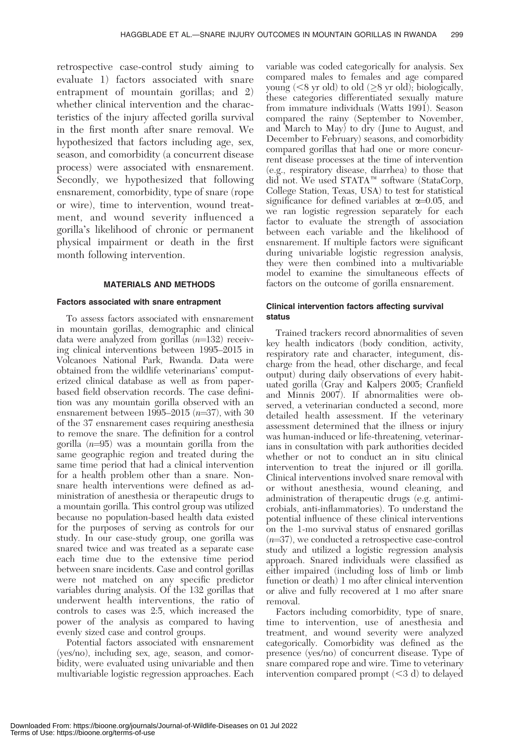retrospective case-control study aiming to evaluate 1) factors associated with snare entrapment of mountain gorillas; and 2) whether clinical intervention and the characteristics of the injury affected gorilla survival in the first month after snare removal. We hypothesized that factors including age, sex, season, and comorbidity (a concurrent disease process) were associated with ensnarement. Secondly, we hypothesized that following ensnarement, comorbidity, type of snare (rope or wire), time to intervention, wound treatment, and wound severity influenced a gorilla's likelihood of chronic or permanent physical impairment or death in the first month following intervention.

## MATERIALS AND METHODS

### Factors associated with snare entrapment

To assess factors associated with ensnarement in mountain gorillas, demographic and clinical data were analyzed from gorillas ($n$=132) receiving clinical interventions between 1995–2015 in Volcanoes National Park, Rwanda. Data were obtained from the wildlife veterinarians' computerized clinical database as well as from paper-based field observation records. The case definition was any mountain gorilla observed with an ensnarement between 1995–2015 ($n$=37), with 30 of the 37 ensnarement cases requiring anesthesia to remove the snare. The definition for a control gorilla ($n$=95) was a mountain gorilla from the same geographic region and treated during the same time period that had a clinical intervention for a health problem other than a snare. Nonsnare health interventions were defined as administration of anesthesia or therapeutic drugs to a mountain gorilla. This control group was utilized because no population-based health data existed for the purposes of serving as controls for our study. In our case-study group, one gorilla was snared twice and was treated as a separate case each time due to the extensive time period between snare incidents. Case and control gorillas were not matched on any specific predictor variables during analysis. Of the 132 gorillas that underwent health interventions, the ratio of controls to cases was 2:5, which increased the power of the analysis as compared to having evenly sized case and control groups.

Potential factors associated with ensnarement (yes/no), including sex, age, season, and comorbidity, were evaluated using univariable and then multivariable logistic regression approaches. Each variable was coded categorically for analysis. Sex compared males to females and age compared young (<8 yr old) to old (≥8 yr old); biologically, these categories differentiated sexually mature from immature individuals (Watts 1991). Season compared the rainy (September to November, and March to May) to dry (June to August, and December to February) seasons, and comorbidity compared gorillas that had one or more concurrent disease processes at the time of intervention (e.g., respiratory disease, diarrhea) to those that did not. We used STATA™ software (StataCorp, College Station, Texas, USA) to test for statistical significance for defined variables at $\alpha$=0.05, and we ran logistic regression separately for each factor to evaluate the strength of association between each variable and the likelihood of ensnarement. If multiple factors were significant during univariable logistic regression analysis, they were then combined into a multivariable model to examine the simultaneous effects of factors on the outcome of gorilla ensnarement.

### Clinical intervention factors affecting survival status

Trained trackers record abnormalities of seven key health indicators (body condition, activity, respiratory rate and character, integument, discharge from the head, other discharge, and fecal output) during daily observations of every habituated gorilla (Gray and Kalpers 2005; Cranfield and Minnis 2007). If abnormalities were observed, a veterinarian conducted a second, more detailed health assessment. If the veterinary assessment determined that the illness or injury was human-induced or life-threatening, veterinarians in consultation with park authorities decided whether or not to conduct an in situ clinical intervention to treat the injured or ill gorilla. Clinical interventions involved snare removal with or without anesthesia, wound cleaning, and administration of therapeutic drugs (e.g. antimicrobials, anti-inflammatories). To understand the potential influence of these clinical interventions on the 1-mo survival status of ensnared gorillas ($n$=37), we conducted a retrospective case-control study and utilized a logistic regression analysis approach. Snared individuals were classified as either impaired (including loss of limb or limb function or death) 1 mo after clinical intervention or alive and fully recovered at 1 mo after snare removal.

Factors including comorbidity, type of snare, time to intervention, use of anesthesia and treatment, and wound severity were analyzed categorically. Comorbidity was defined as the presence (yes/no) of concurrent disease. Type of snare compared rope and wire. Time to veterinary intervention compared prompt (<3 d) to delayed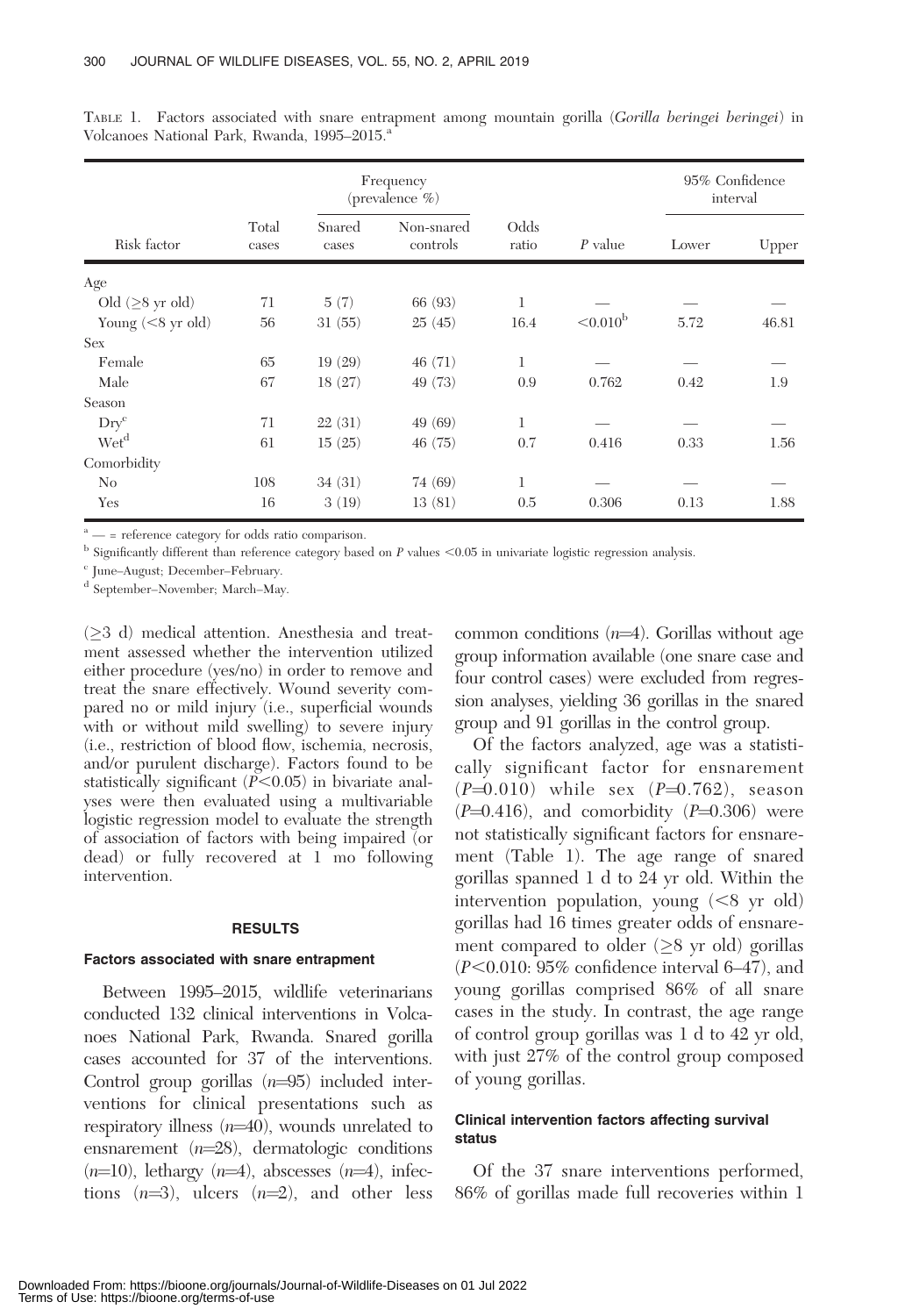TABLE 1. Factors associated with snare entrapment among mountain gorilla (*Gorilla beringei beringei*) in Volcanoes National Park, Rwanda, 1995–2015.[a]

| Risk factor | Total cases | Frequency (prevalence %) | | Odds ratio | *P* value | 95% Confidence interval | |
|---|---|---|---|---|---|---|---|
| | | Snared cases | Non-snared controls | | | Lower | Upper |
| Age | | | | | | | |
| Old (≥8 yr old) | 71 | 5 (7) | 66 (93) | 1 | — | — | — |
| Young (<8 yr old) | 56 | 31 (55) | 25 (45) | 16.4 | <0.010[b] | 5.72 | 46.81 |
| Sex | | | | | | | |
| Female | 65 | 19 (29) | 46 (71) | 1 | — | — | — |
| Male | 67 | 18 (27) | 49 (73) | 0.9 | 0.762 | 0.42 | 1.9 |
| Season | | | | | | | |
| Dry[c] | 71 | 22 (31) | 49 (69) | 1 | — | — | — |
| Wet[d] | 61 | 15 (25) | 46 (75) | 0.7 | 0.416 | 0.33 | 1.56 |
| Comorbidity | | | | | | | |
| No | 108 | 34 (31) | 74 (69) | 1 | — | — | — |
| Yes | 16 | 3 (19) | 13 (81) | 0.5 | 0.306 | 0.13 | 1.88 |

[a] — = reference category for odds ratio comparison.

[b] Significantly different than reference category based on *P* values <0.05 in univariate logistic regression analysis.

[c] June–August; December–February.

[d] September–November; March–May.

(≥3 d) medical attention. Anesthesia and treatment assessed whether the intervention utilized either procedure (yes/no) in order to remove and treat the snare effectively. Wound severity compared no or mild injury (i.e., superficial wounds with or without mild swelling) to severe injury (i.e., restriction of blood flow, ischemia, necrosis, and/or purulent discharge). Factors found to be statistically significant ($P<0.05$) in bivariate analyses were then evaluated using a multivariable logistic regression model to evaluate the strength of association of factors with being impaired (or dead) or fully recovered at 1 mo following intervention.

## RESULTS

### Factors associated with snare entrapment

Between 1995–2015, wildlife veterinarians conducted 132 clinical interventions in Volcanoes National Park, Rwanda. Snared gorilla cases accounted for 37 of the interventions. Control group gorillas ($n$=95) included interventions for clinical presentations such as respiratory illness ($n$=40), wounds unrelated to ensnarement ($n$=28), dermatologic conditions ($n$=10), lethargy ($n$=4), abscesses ($n$=4), infections ($n$=3), ulcers ($n$=2), and other less common conditions ($n$=4). Gorillas without age group information available (one snare case and four control cases) were excluded from regression analyses, yielding 36 gorillas in the snared group and 91 gorillas in the control group.

Of the factors analyzed, age was a statistically significant factor for ensnarement ($P$=0.010) while sex ($P$=0.762), season ($P$=0.416), and comorbidity ($P$=0.306) were not statistically significant factors for ensnarement (Table 1). The age range of snared gorillas spanned 1 d to 24 yr old. Within the intervention population, young (<8 yr old) gorillas had 16 times greater odds of ensnarement compared to older (≥8 yr old) gorillas ($P<0.010$: 95% confidence interval 6–47), and young gorillas comprised 86% of all snare cases in the study. In contrast, the age range of control group gorillas was 1 d to 42 yr old, with just 27% of the control group composed of young gorillas.

### Clinical intervention factors affecting survival status

Of the 37 snare interventions performed, 86% of gorillas made full recoveries within 1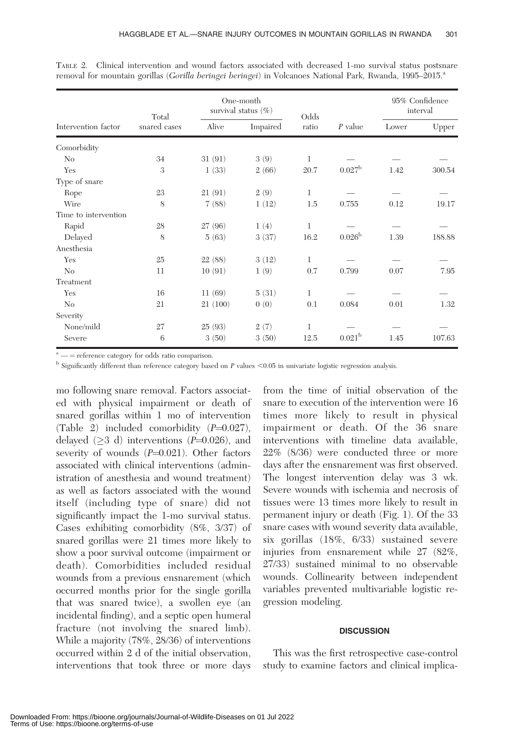TABLE 2. Clinical intervention and wound factors associated with decreased 1-mo survival status postsnare removal for mountain gorillas (*Gorilla beringei beringei*) in Volcanoes National Park, Rwanda, 1995–2015.[a]

| Intervention factor | Total snared cases | One-month survival status (%) | | Odds ratio | *P* value | 95% Confidence interval | |
|---|---|---|---|---|---|---|---|
| | | Alive | Impaired | | | Lower | Upper |
| Comorbidity | | | | | | | |
| No | 34 | 31 (91) | 3 (9) | 1 | — | — | — |
| Yes | 3 | 1 (33) | 2 (66) | 20.7 | 0.027[b] | 1.42 | 300.54 |
| Type of snare | | | | | | | |
| Rope | 23 | 21 (91) | 2 (9) | 1 | — | — | — |
| Wire | 8 | 7 (88) | 1 (12) | 1.5 | 0.755 | 0.12 | 19.17 |
| Time to intervention | | | | | | | |
| Rapid | 28 | 27 (96) | 1 (4) | 1 | — | — | — |
| Delayed | 8 | 5 (63) | 3 (37) | 16.2 | 0.026[b] | 1.39 | 188.88 |
| Anesthesia | | | | | | | |
| Yes | 25 | 22 (88) | 3 (12) | 1 | — | — | — |
| No | 11 | 10 (91) | 1 (9) | 0.7 | 0.799 | 0.07 | 7.95 |
| Treatment | | | | | | | |
| Yes | 16 | 11 (69) | 5 (31) | 1 | — | — | — |
| No | 21 | 21 (100) | 0 (0) | 0.1 | 0.084 | 0.01 | 1.32 |
| Severity | | | | | | | |
| None/mild | 27 | 25 (93) | 2 (7) | 1 | — | — | — |
| Severe | 6 | 3 (50) | 3 (50) | 12.5 | 0.021[b] | 1.45 | 107.63 |

[a] — = reference category for odds ratio comparison.

[b] Significantly different than reference category based on *P* values <0.05 in univariate logistic regression analysis.

mo following snare removal. Factors associated with physical impairment or death of snared gorillas within 1 mo of intervention (Table 2) included comorbidity ($P$=0.027), delayed (≥3 d) interventions ($P$=0.026), and severity of wounds ($P$=0.021). Other factors associated with clinical interventions (administration of anesthesia and wound treatment) as well as factors associated with the wound itself (including type of snare) did not significantly impact the 1-mo survival status. Cases exhibiting comorbidity (8%, 3/37) of snared gorillas were 21 times more likely to show a poor survival outcome (impairment or death). Comorbidities included residual wounds from a previous ensnarement (which occurred months prior for the single gorilla that was snared twice), a swollen eye (an incidental finding), and a septic open humeral fracture (not involving the snared limb). While a majority (78%, 28/36) of interventions occurred within 2 d of the initial observation, interventions that took three or more days from the time of initial observation of the snare to execution of the intervention were 16 times more likely to result in physical impairment or death. Of the 36 snare interventions with timeline data available, 22% (8/36) were conducted three or more days after the ensnarement was first observed. The longest intervention delay was 3 wk. Severe wounds with ischemia and necrosis of tissues were 13 times more likely to result in permanent injury or death (Fig. 1). Of the 33 snare cases with wound severity data available, six gorillas (18%, 6/33) sustained severe injuries from ensnarement while 27 (82%, 27/33) sustained minimal to no observable wounds. Collinearity between independent variables prevented multivariable logistic regression modeling.

## DISCUSSION

This was the first retrospective case-control study to examine factors and clinical implica-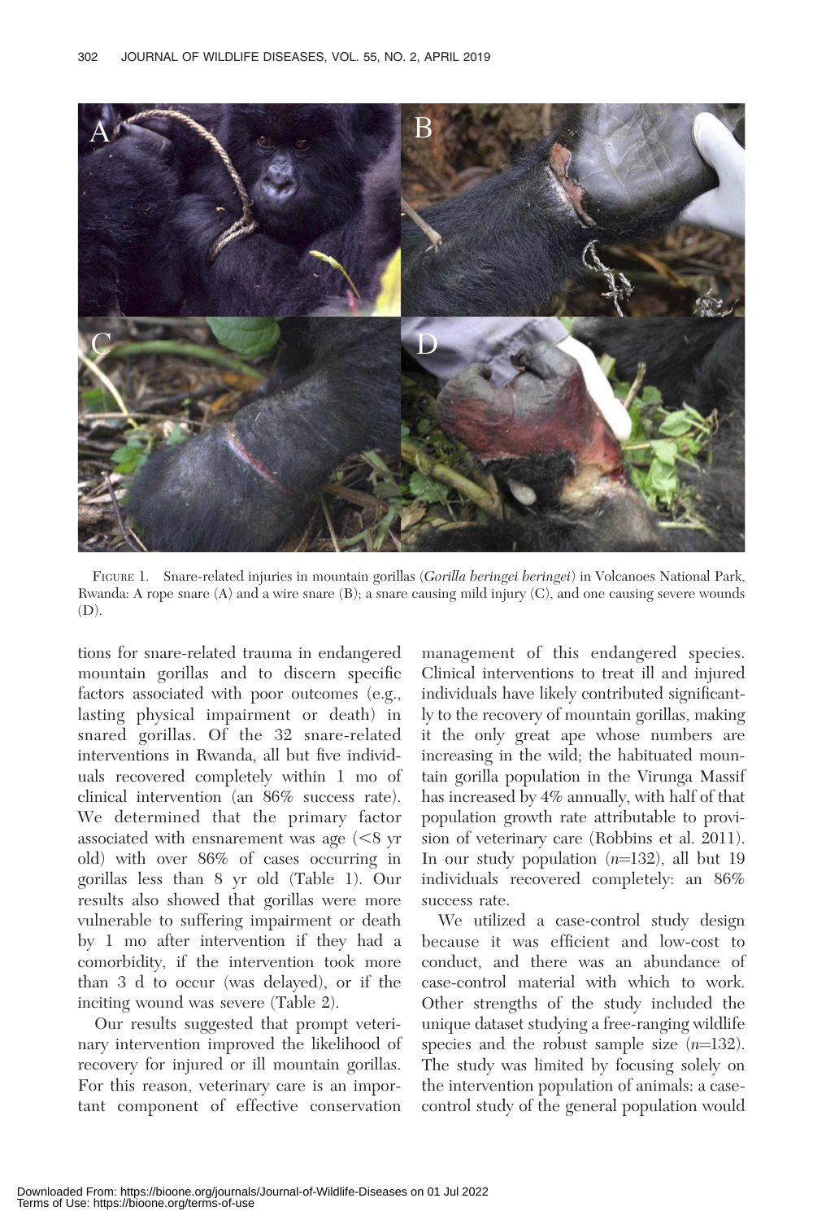FIGURE 1. Snare-related injuries in mountain gorillas (*Gorilla beringei beringei*) in Volcanoes National Park, Rwanda: A rope snare (A) and a wire snare (B); a snare causing mild injury (C), and one causing severe wounds (D).

tions for snare-related trauma in endangered mountain gorillas and to discern specific factors associated with poor outcomes (e.g., lasting physical impairment or death) in snared gorillas. Of the 32 snare-related interventions in Rwanda, all but five individuals recovered completely within 1 mo of clinical intervention (an 86% success rate). We determined that the primary factor associated with ensnarement was age (<8 yr old) with over 86% of cases occurring in gorillas less than 8 yr old (Table 1). Our results also showed that gorillas were more vulnerable to suffering impairment or death by 1 mo after intervention if they had a comorbidity, if the intervention took more than 3 d to occur (was delayed), or if the inciting wound was severe (Table 2).

Our results suggested that prompt veterinary intervention improved the likelihood of recovery for injured or ill mountain gorillas. For this reason, veterinary care is an important component of effective conservation management of this endangered species. Clinical interventions to treat ill and injured individuals have likely contributed significantly to the recovery of mountain gorillas, making it the only great ape whose numbers are increasing in the wild; the habituated mountain gorilla population in the Virunga Massif has increased by 4% annually, with half of that population growth rate attributable to provision of veterinary care (Robbins et al. 2011). In our study population ($n$=132), all but 19 individuals recovered completely: an 86% success rate.

We utilized a case-control study design because it was efficient and low-cost to conduct, and there was an abundance of case-control material with which to work. Other strengths of the study included the unique dataset studying a free-ranging wildlife species and the robust sample size ($n$=132). The study was limited by focusing solely on the intervention population of animals: a case-control study of the general population would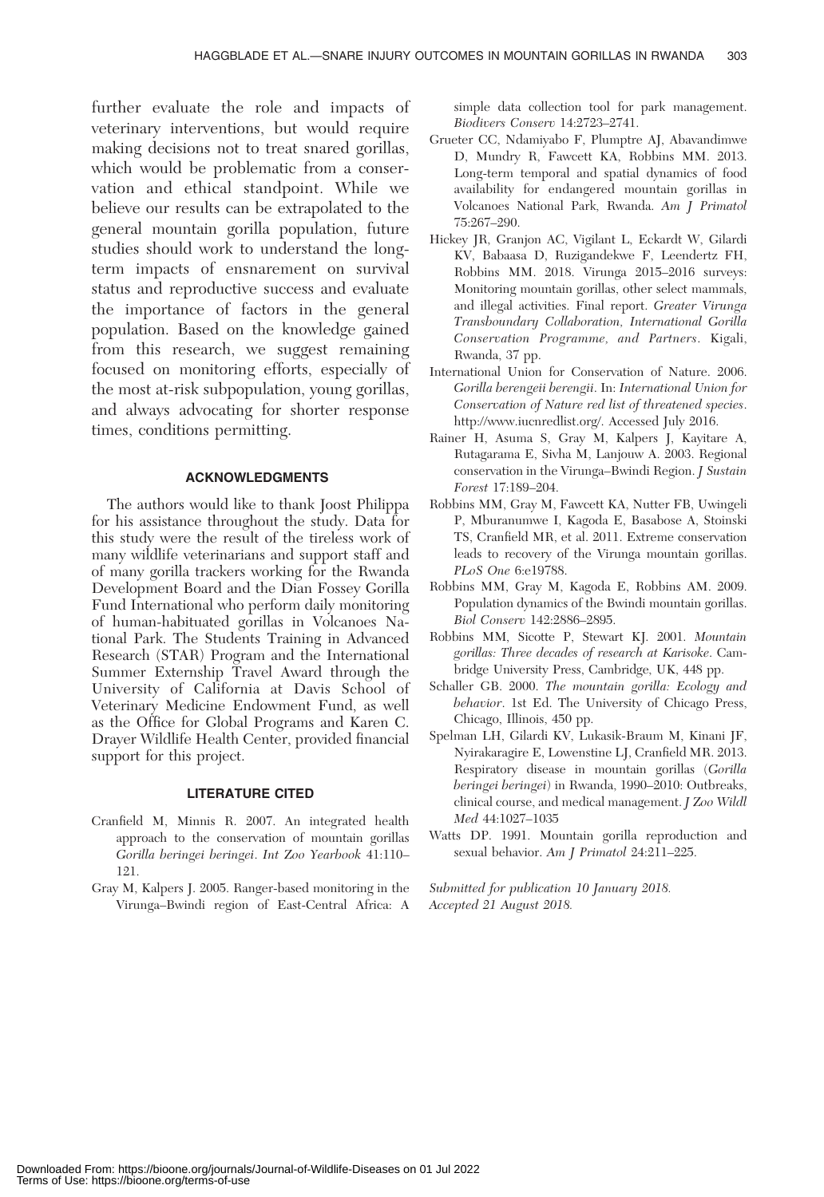further evaluate the role and impacts of veterinary interventions, but would require making decisions not to treat snared gorillas, which would be problematic from a conservation and ethical standpoint. While we believe our results can be extrapolated to the general mountain gorilla population, future studies should work to understand the long-term impacts of ensnarement on survival status and reproductive success and evaluate the importance of factors in the general population. Based on the knowledge gained from this research, we suggest remaining focused on monitoring efforts, especially of the most at-risk subpopulation, young gorillas, and always advocating for shorter response times, conditions permitting.

## ACKNOWLEDGMENTS

The authors would like to thank Joost Philippa for his assistance throughout the study. Data for this study were the result of the tireless work of many wildlife veterinarians and support staff and of many gorilla trackers working for the Rwanda Development Board and the Dian Fossey Gorilla Fund International who perform daily monitoring of human-habituated gorillas in Volcanoes National Park. The Students Training in Advanced Research (STAR) Program and the International Summer Externship Travel Award through the University of California at Davis School of Veterinary Medicine Endowment Fund, as well as the Office for Global Programs and Karen C. Drayer Wildlife Health Center, provided financial support for this project.

## LITERATURE CITED

Cranfield M, Minnis R. 2007. An integrated health approach to the conservation of mountain gorillas *Gorilla beringei beringei*. *Int Zoo Yearbook* 41:110–121.

Gray M, Kalpers J. 2005. Ranger-based monitoring in the Virunga–Bwindi region of East-Central Africa: A simple data collection tool for park management. *Biodivers Conserv* 14:2723–2741.

Grueter CC, Ndamiyabo F, Plumptre AJ, Abavandimwe D, Mundry R, Fawcett KA, Robbins MM. 2013. Long-term temporal and spatial dynamics of food availability for endangered mountain gorillas in Volcanoes National Park, Rwanda. *Am J Primatol* 75:267–290.

Hickey JR, Granjon AC, Vigilant L, Eckardt W, Gilardi KV, Babaasa D, Ruzigandekwe F, Leendertz FH, Robbins MM. 2018. Virunga 2015–2016 surveys: Monitoring mountain gorillas, other select mammals, and illegal activities. Final report. *Greater Virunga Transboundary Collaboration, International Gorilla Conservation Programme, and Partners*. Kigali, Rwanda, 37 pp.

International Union for Conservation of Nature. 2006. *Gorilla berengeii berengii*. In: *International Union for Conservation of Nature red list of threatened species*. http://www.iucnredlist.org/. Accessed July 2016.

Rainer H, Asuma S, Gray M, Kalpers J, Kayitare A, Rutagarama E, Sivha M, Lanjouw A. 2003. Regional conservation in the Virunga–Bwindi Region. *J Sustain Forest* 17:189–204.

Robbins MM, Gray M, Fawcett KA, Nutter FB, Uwingeli P, Mburanumwe I, Kagoda E, Basabose A, Stoinski TS, Cranfield MR, et al. 2011. Extreme conservation leads to recovery of the Virunga mountain gorillas. *PLoS One* 6:e19788.

Robbins MM, Gray M, Kagoda E, Robbins AM. 2009. Population dynamics of the Bwindi mountain gorillas. *Biol Conserv* 142:2886–2895.

Robbins MM, Sicotte P, Stewart KJ. 2001. *Mountain gorillas: Three decades of research at Karisoke*. Cambridge University Press, Cambridge, UK, 448 pp.

Schaller GB. 2000. *The mountain gorilla: Ecology and behavior*. 1st Ed. The University of Chicago Press, Chicago, Illinois, 450 pp.

Spelman LH, Gilardi KV, Lukasik-Braum M, Kinani JF, Nyirakaragire E, Lowenstine LJ, Cranfield MR. 2013. Respiratory disease in mountain gorillas (*Gorilla beringei beringei*) in Rwanda, 1990–2010: Outbreaks, clinical course, and medical management. *J Zoo Wildl Med* 44:1027–1035

Watts DP. 1991. Mountain gorilla reproduction and sexual behavior. *Am J Primatol* 24:211–225.

*Submitted for publication 10 January 2018.*
*Accepted 21 August 2018.*